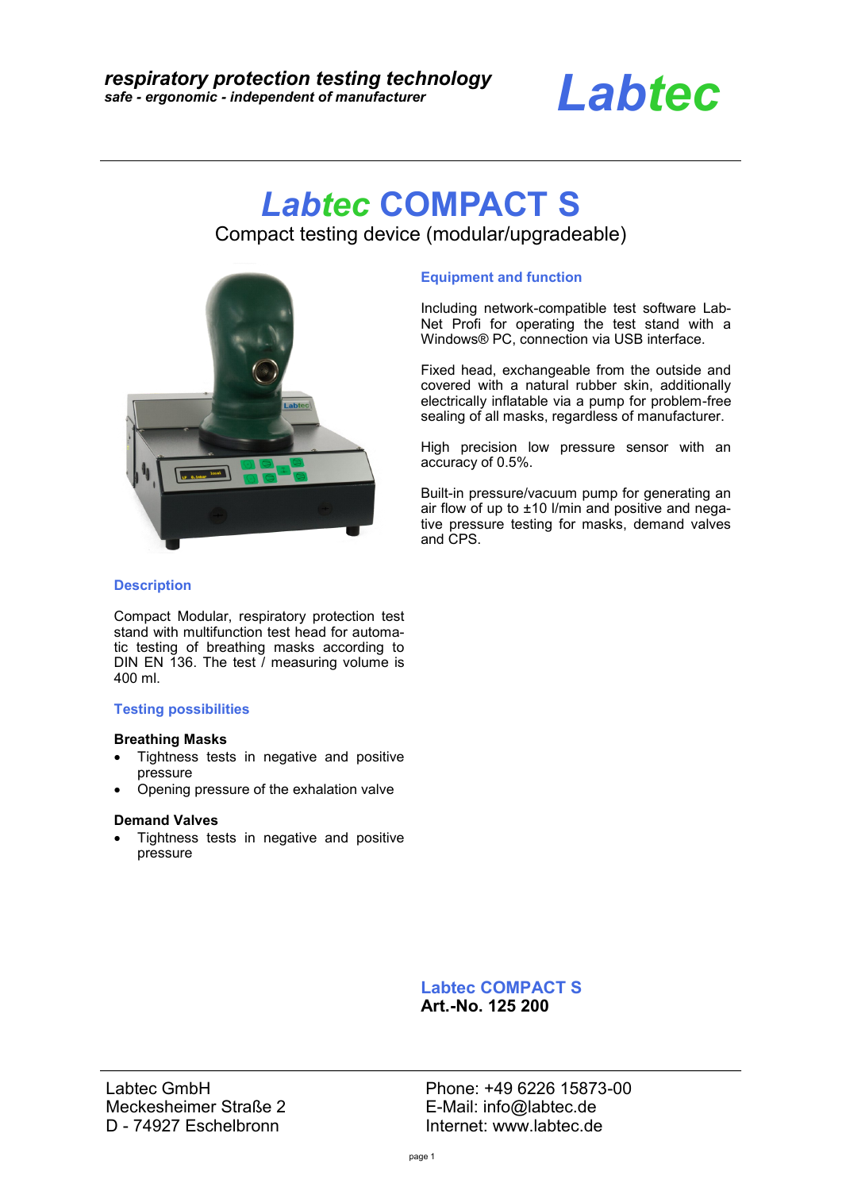*respiratory protection testing technology*
*safe - ergonomic - independent of manufacturer*

Labtec

# *Labtec* COMPACT S

Compact testing device (modular/upgradeable)

## Equipment and function

Including network-compatible test software Lab-Net Profi for operating the test stand with a Windows® PC, connection via USB interface.

Fixed head, exchangeable from the outside and covered with a natural rubber skin, additionally electrically inflatable via a pump for problem-free sealing of all masks, regardless of manufacturer.

High precision low pressure sensor with an accuracy of 0.5%.

Built-in pressure/vacuum pump for generating an air flow of up to ±10 l/min and positive and negative pressure testing for masks, demand valves and CPS.

## Description

Compact Modular, respiratory protection test stand with multifunction test head for automatic testing of breathing masks according to DIN EN 136. The test / measuring volume is 400 ml.

## Testing possibilities

**Breathing Masks**

- Tightness tests in negative and positive pressure
- Opening pressure of the exhalation valve

**Demand Valves**

- Tightness tests in negative and positive pressure

**Labtec COMPACT S**
**Art.-No. 125 200**

Labtec GmbH
Meckesheimer Straße 2
D - 74927 Eschelbronn

Phone: +49 6226 15873-00
E-Mail: info@labtec.de
Internet: www.labtec.de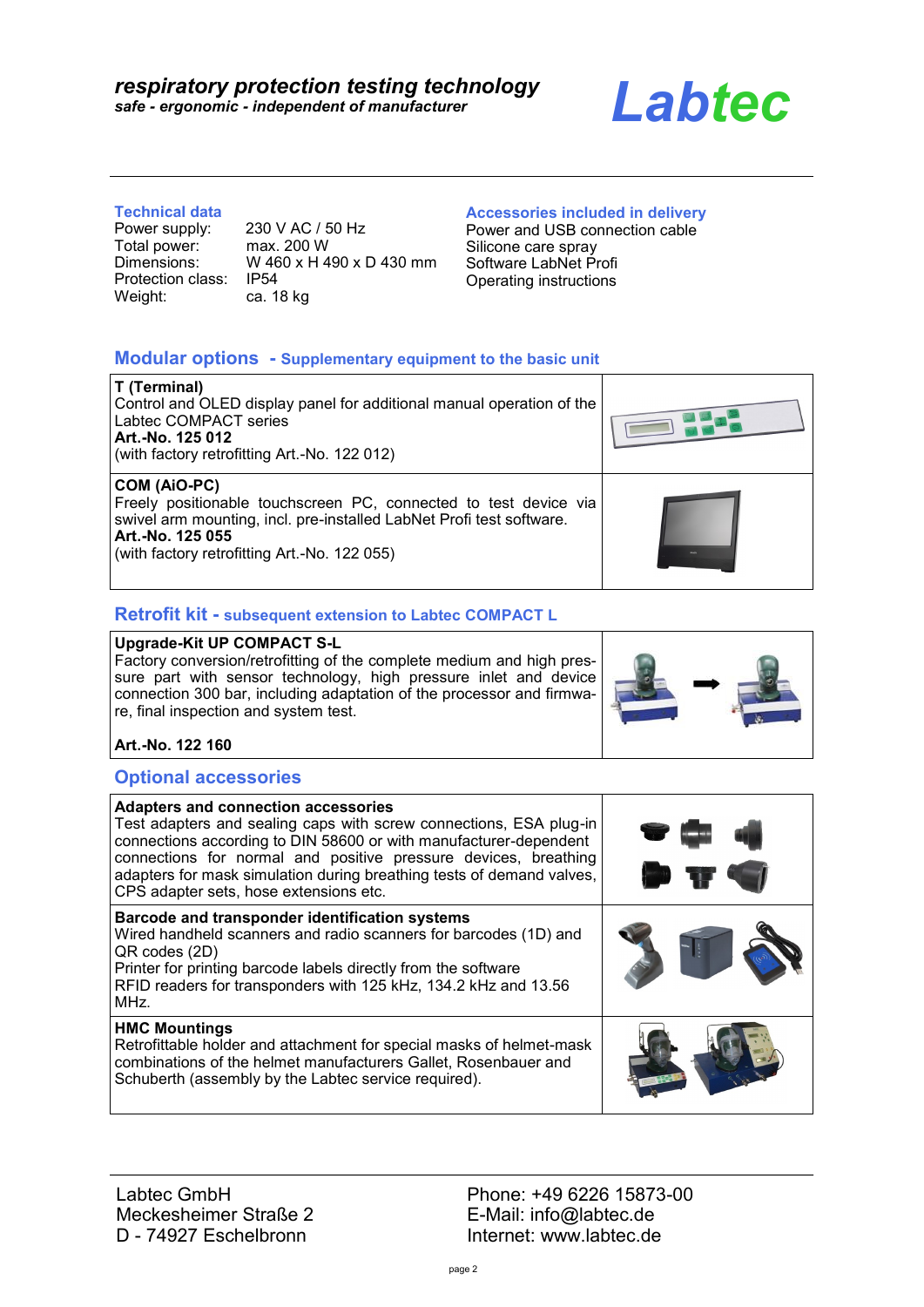*respiratory protection testing technology*
*safe - ergonomic - independent of manufacturer*

**Labtec**

## Technical data

| | |
|---|---|
| Power supply: | 230 V AC / 50 Hz |
| Total power: | max. 200 W |
| Dimensions: | W 460 x H 490 x D 430 mm |
| Protection class: | IP54 |
| Weight: | ca. 18 kg |

## Accessories included in delivery

Power and USB connection cable
Silicone care spray
Software LabNet Profi
Operating instructions

## Modular options - Supplementary equipment to the basic unit

| | |
|---|---|
| **T (Terminal)**<br>Control and OLED display panel for additional manual operation of the Labtec COMPACT series<br>**Art.-No. 125 012**<br>(with factory retrofitting Art.-No. 122 012) | |
| **COM (AiO-PC)**<br>Freely positionable touchscreen PC, connected to test device via swivel arm mounting, incl. pre-installed LabNet Profi test software.<br>**Art.-No. 125 055**<br>(with factory retrofitting Art.-No. 122 055) | |

## Retrofit kit - subsequent extension to Labtec COMPACT L

| | |
|---|---|
| **Upgrade-Kit UP COMPACT S-L**<br>Factory conversion/retrofitting of the complete medium and high pressure part with sensor technology, high pressure inlet and device connection 300 bar, including adaptation of the processor and firmware, final inspection and system test.<br><br>**Art.-No. 122 160** | |

## Optional accessories

| | |
|---|---|
| **Adapters and connection accessories**<br>Test adapters and sealing caps with screw connections, ESA plug-in connections according to DIN 58600 or with manufacturer-dependent connections for normal and positive pressure devices, breathing adapters for mask simulation during breathing tests of demand valves, CPS adapter sets, hose extensions etc. | |
| **Barcode and transponder identification systems**<br>Wired handheld scanners and radio scanners for barcodes (1D) and QR codes (2D)<br>Printer for printing barcode labels directly from the software<br>RFID readers for transponders with 125 kHz, 134.2 kHz and 13.56 MHz. | |
| **HMC Mountings**<br>Retrofittable holder and attachment for special masks of helmet-mask combinations of the helmet manufacturers Gallet, Rosenbauer and Schuberth (assembly by the Labtec service required). | |

Labtec GmbH
Meckesheimer Straße 2
D - 74927 Eschelbronn

Phone: +49 6226 15873-00
E-Mail: info@labtec.de
Internet: www.labtec.de